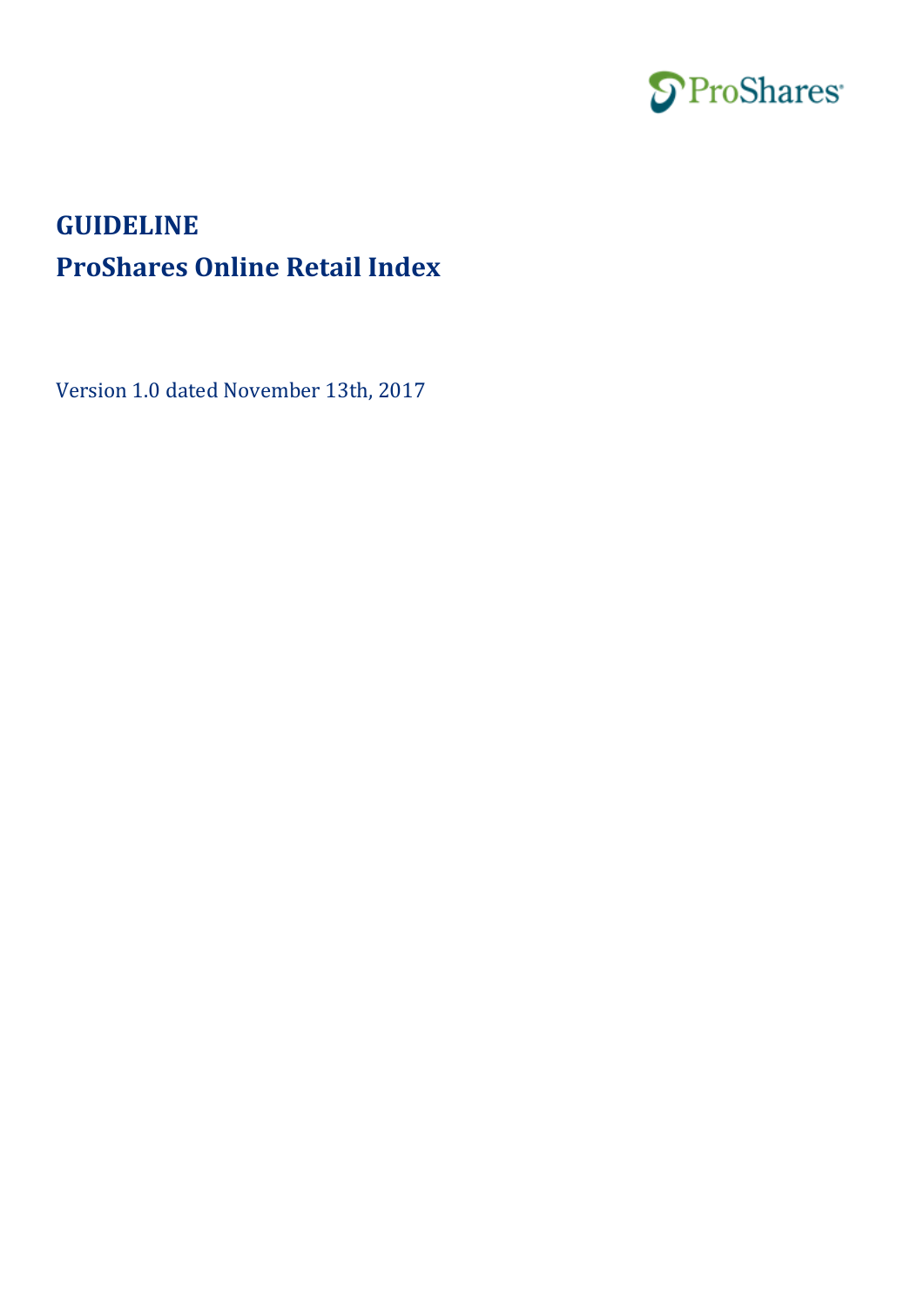# GUIDELINE

# ProShares Online Retail Index

Version 1.0 dated November 13th, 2017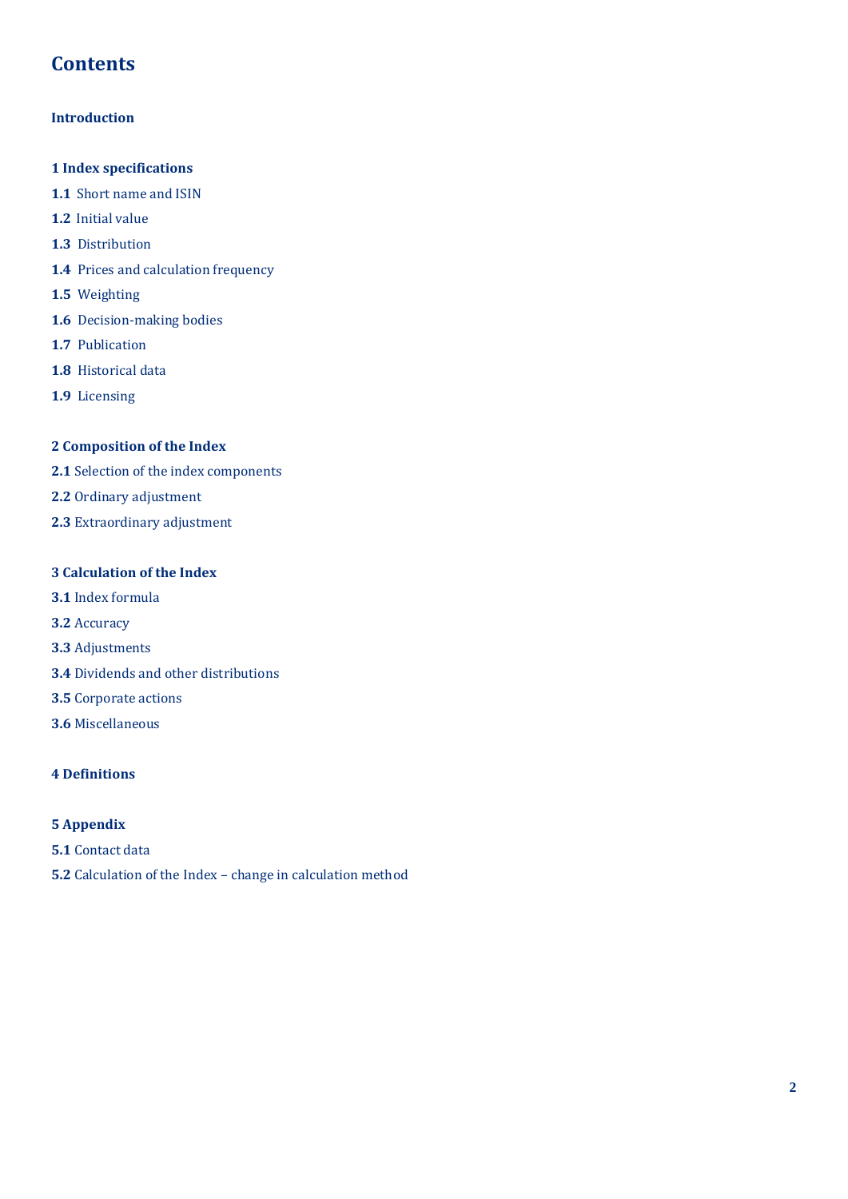# Contents

**Introduction**

**1 Index specifications**

**1.1** Short name and ISIN

**1.2** Initial value

**1.3** Distribution

**1.4** Prices and calculation frequency

**1.5** Weighting

**1.6** Decision-making bodies

**1.7** Publication

**1.8** Historical data

**1.9** Licensing

**2 Composition of the Index**

**2.1** Selection of the index components

**2.2** Ordinary adjustment

**2.3** Extraordinary adjustment

**3 Calculation of the Index**

**3.1** Index formula

**3.2** Accuracy

**3.3** Adjustments

**3.4** Dividends and other distributions

**3.5** Corporate actions

**3.6** Miscellaneous

**4 Definitions**

**5 Appendix**

**5.1** Contact data

**5.2** Calculation of the Index – change in calculation method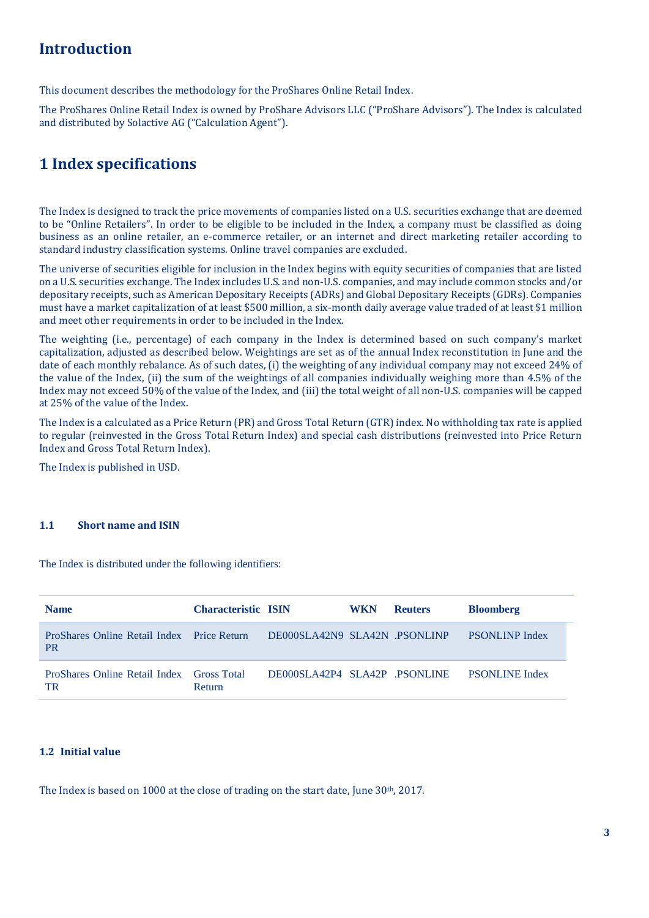# Introduction

This document describes the methodology for the ProShares Online Retail Index.

The ProShares Online Retail Index is owned by ProShare Advisors LLC ("ProShare Advisors"). The Index is calculated and distributed by Solactive AG ("Calculation Agent").

# 1 Index specifications

The Index is designed to track the price movements of companies listed on a U.S. securities exchange that are deemed to be "Online Retailers". In order to be eligible to be included in the Index, a company must be classified as doing business as an online retailer, an e-commerce retailer, or an internet and direct marketing retailer according to standard industry classification systems. Online travel companies are excluded.

The universe of securities eligible for inclusion in the Index begins with equity securities of companies that are listed on a U.S. securities exchange. The Index includes U.S. and non-U.S. companies, and may include common stocks and/or depositary receipts, such as American Depositary Receipts (ADRs) and Global Depositary Receipts (GDRs). Companies must have a market capitalization of at least $500 million, a six-month daily average value traded of at least $1 million and meet other requirements in order to be included in the Index.

The weighting (i.e., percentage) of each company in the Index is determined based on such company's market capitalization, adjusted as described below. Weightings are set as of the annual Index reconstitution in June and the date of each monthly rebalance. As of such dates, (i) the weighting of any individual company may not exceed 24% of the value of the Index, (ii) the sum of the weightings of all companies individually weighing more than 4.5% of the Index may not exceed 50% of the value of the Index, and (iii) the total weight of all non-U.S. companies will be capped at 25% of the value of the Index.

The Index is a calculated as a Price Return (PR) and Gross Total Return (GTR) index. No withholding tax rate is applied to regular (reinvested in the Gross Total Return Index) and special cash distributions (reinvested into Price Return Index and Gross Total Return Index).

The Index is published in USD.

### 1.1 Short name and ISIN

The Index is distributed under the following identifiers:

| Name | Characteristic | ISIN | WKN | Reuters | Bloomberg |
|---|---|---|---|---|---|
| ProShares Online Retail Index PR | Price Return | DE000SLA42N9 | SLA42N | .PSONLINP | PSONLINP Index |
| ProShares Online Retail Index TR | Gross Total Return | DE000SLA42P4 | SLA42P | .PSONLINE | PSONLINE Index |

### 1.2 Initial value

The Index is based on 1000 at the close of trading on the start date, June 30th, 2017.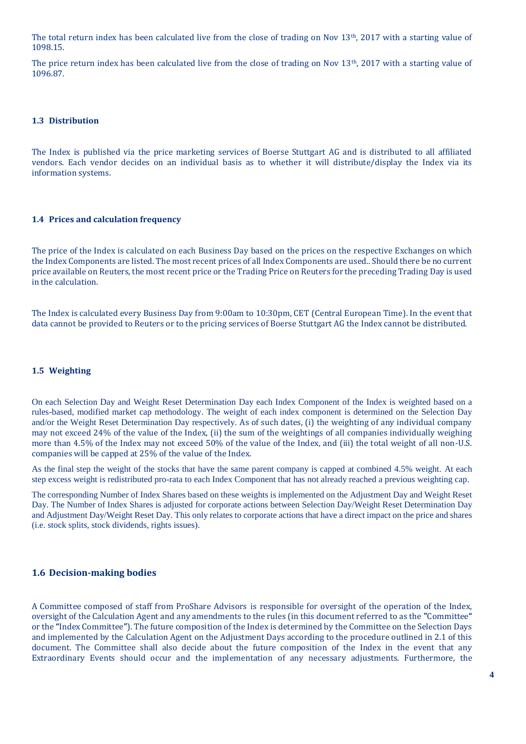The total return index has been calculated live from the close of trading on Nov 13th, 2017 with a starting value of 1098.15.

The price return index has been calculated live from the close of trading on Nov 13th, 2017 with a starting value of 1096.87.

### 1.3 Distribution

The Index is published via the price marketing services of Boerse Stuttgart AG and is distributed to all affiliated vendors. Each vendor decides on an individual basis as to whether it will distribute/display the Index via its information systems.

### 1.4 Prices and calculation frequency

The price of the Index is calculated on each Business Day based on the prices on the respective Exchanges on which the Index Components are listed. The most recent prices of all Index Components are used.. Should there be no current price available on Reuters, the most recent price or the Trading Price on Reuters for the preceding Trading Day is used in the calculation.

The Index is calculated every Business Day from 9:00am to 10:30pm, CET (Central European Time). In the event that data cannot be provided to Reuters or to the pricing services of Boerse Stuttgart AG the Index cannot be distributed.

### 1.5 Weighting

On each Selection Day and Weight Reset Determination Day each Index Component of the Index is weighted based on a rules-based, modified market cap methodology. The weight of each index component is determined on the Selection Day and/or the Weight Reset Determination Day respectively. As of such dates, (i) the weighting of any individual company may not exceed 24% of the value of the Index, (ii) the sum of the weightings of all companies individually weighing more than 4.5% of the Index may not exceed 50% of the value of the Index, and (iii) the total weight of all non-U.S. companies will be capped at 25% of the value of the Index.

As the final step the weight of the stocks that have the same parent company is capped at combined 4.5% weight. At each step excess weight is redistributed pro-rata to each Index Component that has not already reached a previous weighting cap.

The corresponding Number of Index Shares based on these weights is implemented on the Adjustment Day and Weight Reset Day. The Number of Index Shares is adjusted for corporate actions between Selection Day/Weight Reset Determination Day and Adjustment Day/Weight Reset Day. This only relates to corporate actions that have a direct impact on the price and shares (i.e. stock splits, stock dividends, rights issues).

### 1.6 Decision-making bodies

A Committee composed of staff from ProShare Advisors is responsible for oversight of the operation of the Index, oversight of the Calculation Agent and any amendments to the rules (in this document referred to as the "Committee" or the "Index Committee"). The future composition of the Index is determined by the Committee on the Selection Days and implemented by the Calculation Agent on the Adjustment Days according to the procedure outlined in 2.1 of this document. The Committee shall also decide about the future composition of the Index in the event that any Extraordinary Events should occur and the implementation of any necessary adjustments. Furthermore, the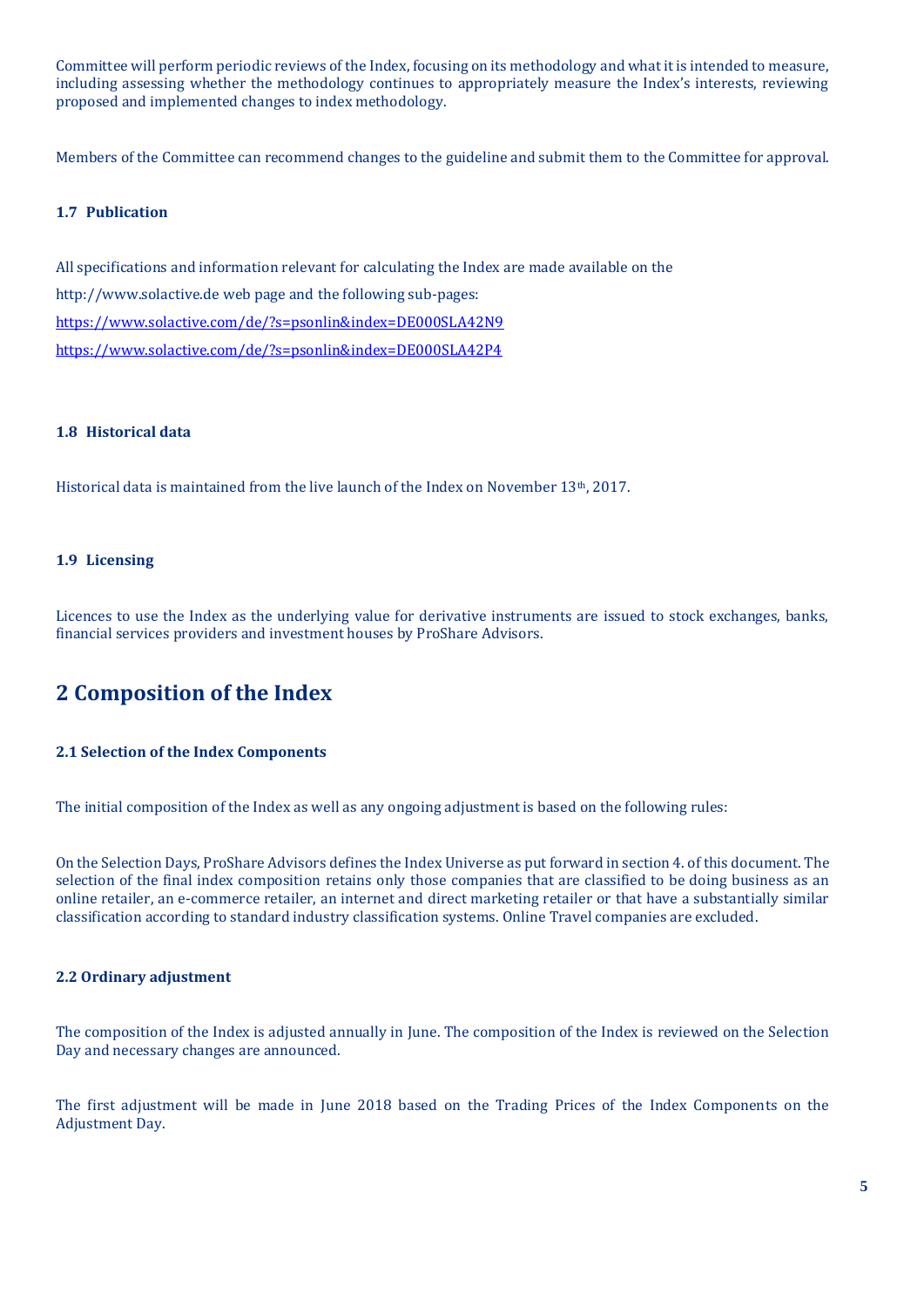Committee will perform periodic reviews of the Index, focusing on its methodology and what it is intended to measure, including assessing whether the methodology continues to appropriately measure the Index's interests, reviewing proposed and implemented changes to index methodology.

Members of the Committee can recommend changes to the guideline and submit them to the Committee for approval.

### 1.7 Publication

All specifications and information relevant for calculating the Index are made available on the

http://www.solactive.de web page and the following sub-pages:

https://www.solactive.com/de/?s=psonlin&index=DE000SLA42N9

https://www.solactive.com/de/?s=psonlin&index=DE000SLA42P4

### 1.8 Historical data

Historical data is maintained from the live launch of the Index on November 13th, 2017.

### 1.9 Licensing

Licences to use the Index as the underlying value for derivative instruments are issued to stock exchanges, banks, financial services providers and investment houses by ProShare Advisors.

## 2 Composition of the Index

### 2.1 Selection of the Index Components

The initial composition of the Index as well as any ongoing adjustment is based on the following rules:

On the Selection Days, ProShare Advisors defines the Index Universe as put forward in section 4. of this document. The selection of the final index composition retains only those companies that are classified to be doing business as an online retailer, an e-commerce retailer, an internet and direct marketing retailer or that have a substantially similar classification according to standard industry classification systems. Online Travel companies are excluded.

### 2.2 Ordinary adjustment

The composition of the Index is adjusted annually in June. The composition of the Index is reviewed on the Selection Day and necessary changes are announced.

The first adjustment will be made in June 2018 based on the Trading Prices of the Index Components on the Adjustment Day.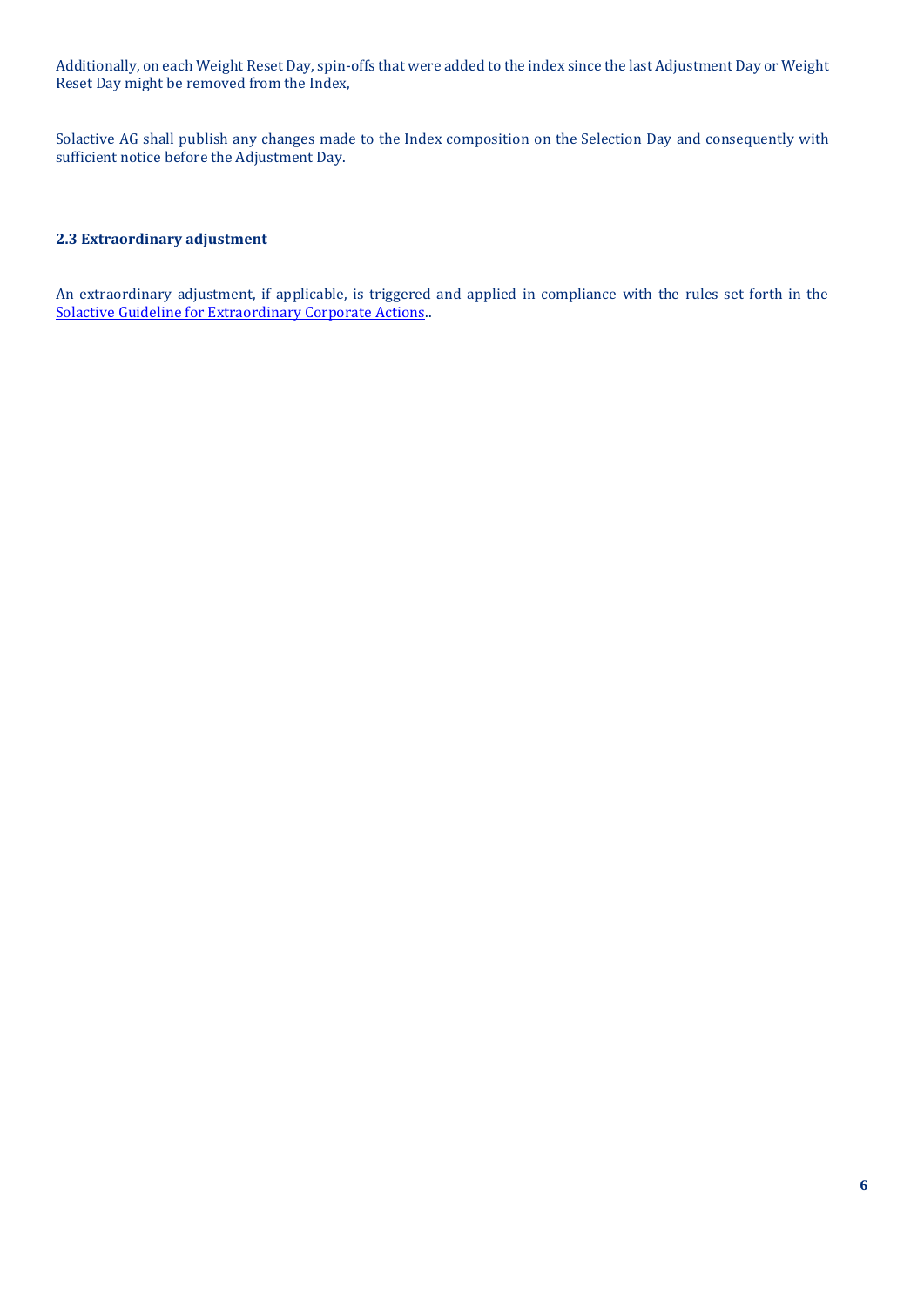Additionally, on each Weight Reset Day, spin-offs that were added to the index since the last Adjustment Day or Weight Reset Day might be removed from the Index,

Solactive AG shall publish any changes made to the Index composition on the Selection Day and consequently with sufficient notice before the Adjustment Day.

### 2.3 Extraordinary adjustment

An extraordinary adjustment, if applicable, is triggered and applied in compliance with the rules set forth in the Solactive Guideline for Extraordinary Corporate Actions..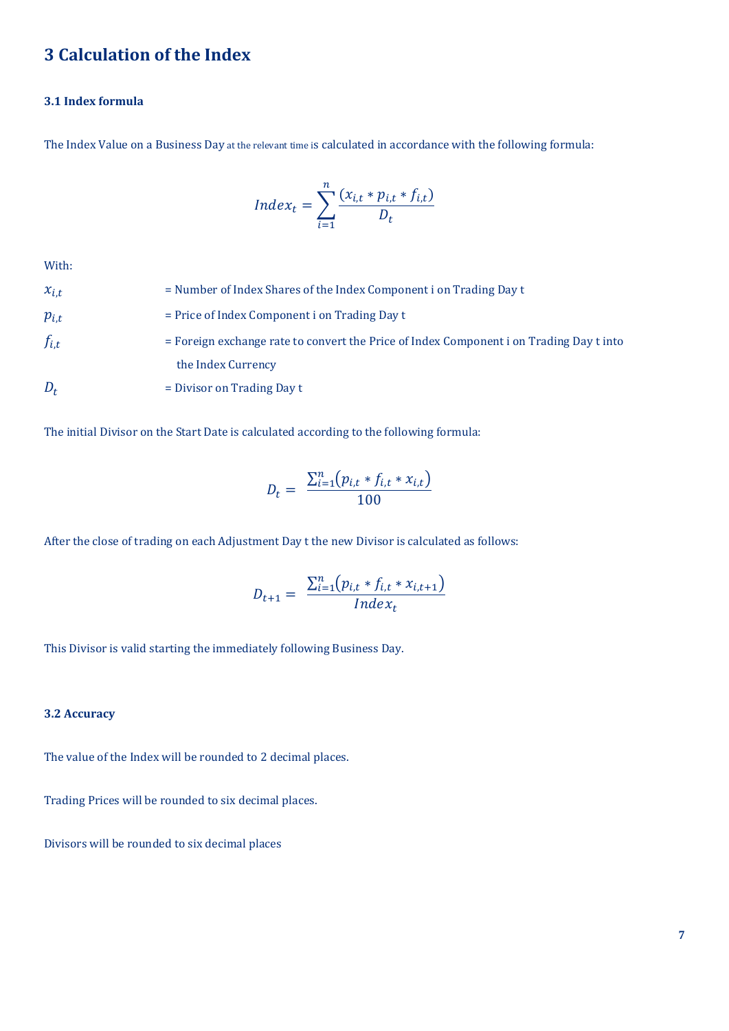# 3 Calculation of the Index

### 3.1 Index formula

The Index Value on a Business Day at the relevant time is calculated in accordance with the following formula:

$$Index_t = \sum_{i=1}^{n} \frac{(x_{i,t} * p_{i,t} * f_{i,t})}{D_t}$$

With:

$x_{i,t}$ = Number of Index Shares of the Index Component i on Trading Day t

$p_{i,t}$ = Price of Index Component i on Trading Day t

$f_{i,t}$ = Foreign exchange rate to convert the Price of Index Component i on Trading Day t into the Index Currency

$D_t$ = Divisor on Trading Day t

The initial Divisor on the Start Date is calculated according to the following formula:

$$D_t = \frac{\sum_{i=1}^{n}(p_{i,t} * f_{i,t} * x_{i,t})}{100}$$

After the close of trading on each Adjustment Day t the new Divisor is calculated as follows:

$$D_{t+1} = \frac{\sum_{i=1}^{n}(p_{i,t} * f_{i,t} * x_{i,t+1})}{Index_t}$$

This Divisor is valid starting the immediately following Business Day.

### 3.2 Accuracy

The value of the Index will be rounded to 2 decimal places.

Trading Prices will be rounded to six decimal places.

Divisors will be rounded to six decimal places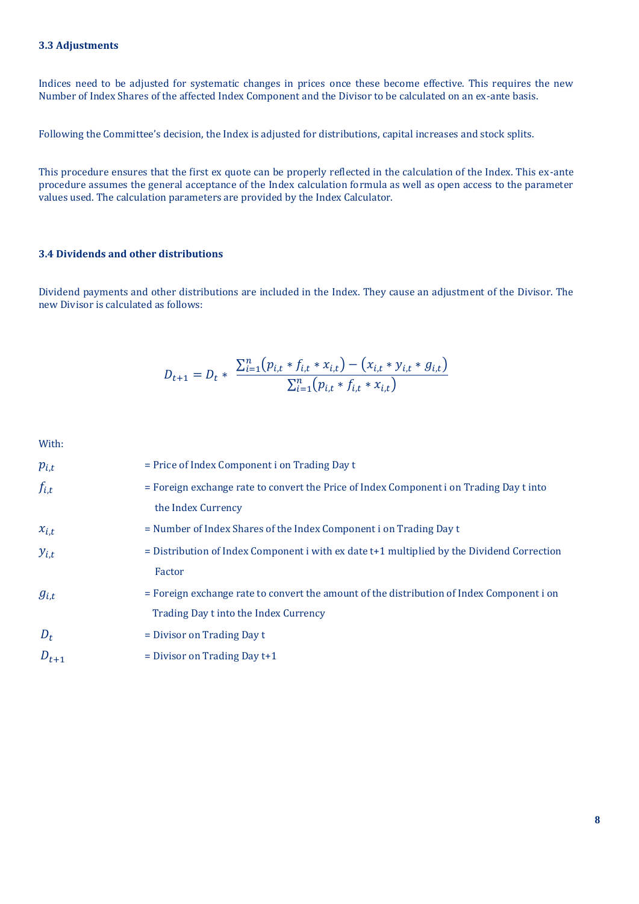### 3.3 Adjustments

Indices need to be adjusted for systematic changes in prices once these become effective. This requires the new Number of Index Shares of the affected Index Component and the Divisor to be calculated on an ex-ante basis.

Following the Committee's decision, the Index is adjusted for distributions, capital increases and stock splits.

This procedure ensures that the first ex quote can be properly reflected in the calculation of the Index. This ex-ante procedure assumes the general acceptance of the Index calculation formula as well as open access to the parameter values used. The calculation parameters are provided by the Index Calculator.

### 3.4 Dividends and other distributions

Dividend payments and other distributions are included in the Index. They cause an adjustment of the Divisor. The new Divisor is calculated as follows:

$$D_{t+1} = D_t * \frac{\sum_{i=1}^{n}\left(p_{i,t} * f_{i,t} * x_{i,t}\right) - \left(x_{i,t} * y_{i,t} * g_{i,t}\right)}{\sum_{i=1}^{n}\left(p_{i,t} * f_{i,t} * x_{i,t}\right)}$$

With:

| | |
|---|---|
| $p_{i,t}$ | = Price of Index Component i on Trading Day t |
| $f_{i,t}$ | = Foreign exchange rate to convert the Price of Index Component i on Trading Day t into the Index Currency |
| $x_{i,t}$ | = Number of Index Shares of the Index Component i on Trading Day t |
| $y_{i,t}$ | = Distribution of Index Component i with ex date t+1 multiplied by the Dividend Correction Factor |
| $g_{i,t}$ | = Foreign exchange rate to convert the amount of the distribution of Index Component i on Trading Day t into the Index Currency |
| $D_t$ | = Divisor on Trading Day t |
| $D_{t+1}$ | = Divisor on Trading Day t+1 |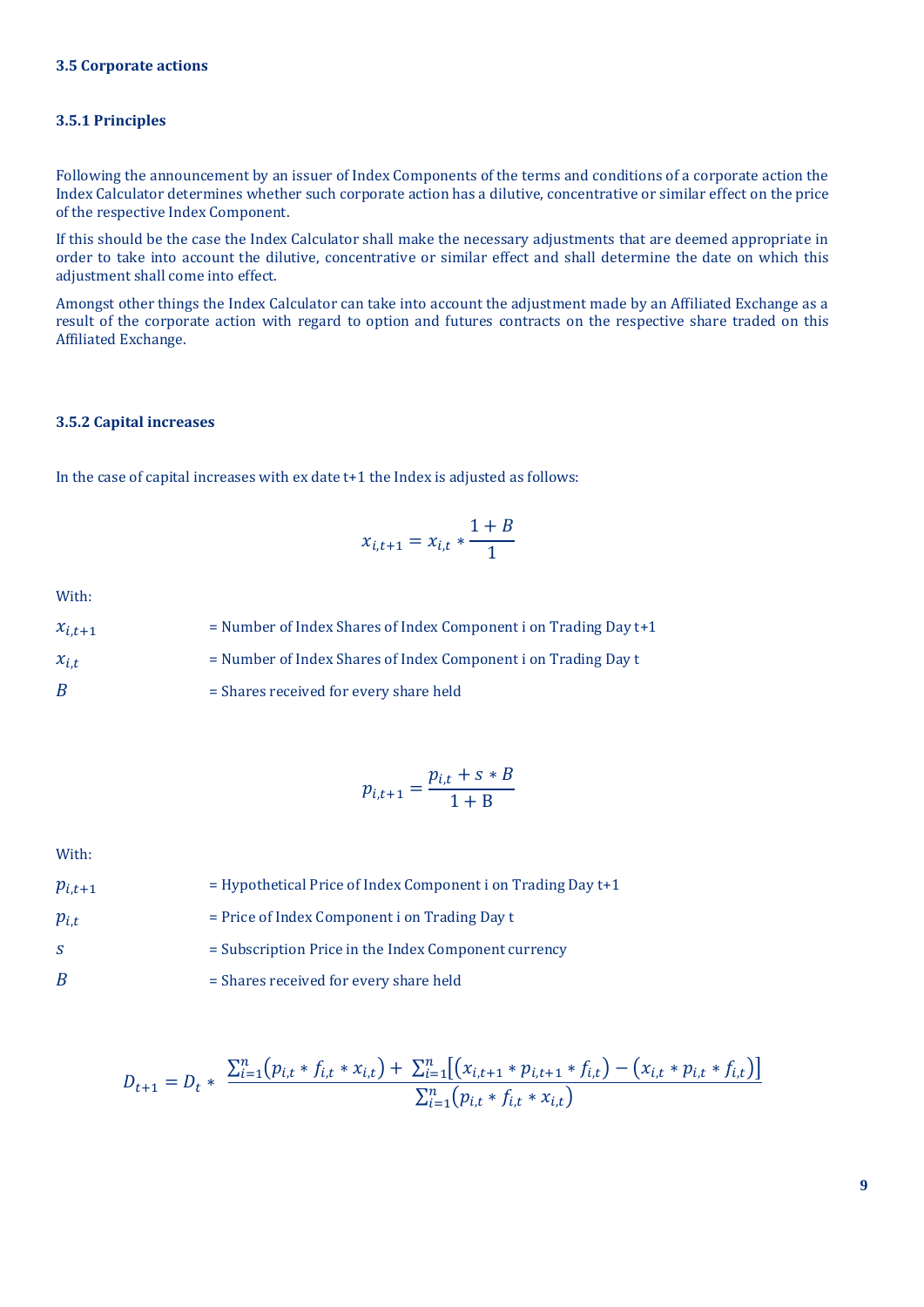### 3.5 Corporate actions

#### 3.5.1 Principles

Following the announcement by an issuer of Index Components of the terms and conditions of a corporate action the Index Calculator determines whether such corporate action has a dilutive, concentrative or similar effect on the price of the respective Index Component.

If this should be the case the Index Calculator shall make the necessary adjustments that are deemed appropriate in order to take into account the dilutive, concentrative or similar effect and shall determine the date on which this adjustment shall come into effect.

Amongst other things the Index Calculator can take into account the adjustment made by an Affiliated Exchange as a result of the corporate action with regard to option and futures contracts on the respective share traded on this Affiliated Exchange.

#### 3.5.2 Capital increases

In the case of capital increases with ex date t+1 the Index is adjusted as follows:

$$x_{i,t+1} = x_{i,t} * \frac{1+B}{1}$$

With:

$x_{i,t+1}$ = Number of Index Shares of Index Component i on Trading Day t+1

$x_{i,t}$ = Number of Index Shares of Index Component i on Trading Day t

$B$ = Shares received for every share held

$$p_{i,t+1} = \frac{p_{i,t} + s * B}{1 + \mathrm{B}}$$

With:

$p_{i,t+1}$ = Hypothetical Price of Index Component i on Trading Day t+1

$p_{i,t}$ = Price of Index Component i on Trading Day t

$s$ = Subscription Price in the Index Component currency

$B$ = Shares received for every share held

$$D_{t+1} = D_t * \frac{\sum_{i=1}^{n}\left(p_{i,t} * f_{i,t} * x_{i,t}\right) + \sum_{i=1}^{n}\left[\left(x_{i,t+1} * p_{i,t+1} * f_{i,t}\right) - \left(x_{i,t} * p_{i,t} * f_{i,t}\right)\right]}{\sum_{i=1}^{n}\left(p_{i,t} * f_{i,t} * x_{i,t}\right)}$$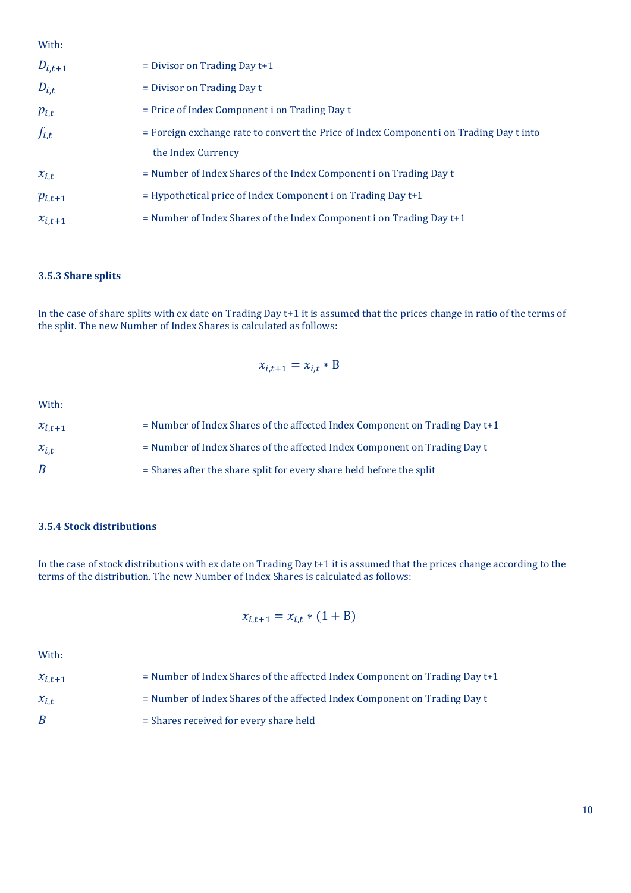With:

$D_{i,t+1}$ = Divisor on Trading Day t+1

$D_{i,t}$ = Divisor on Trading Day t

$p_{i,t}$ = Price of Index Component i on Trading Day t

$f_{i,t}$ = Foreign exchange rate to convert the Price of Index Component i on Trading Day t into the Index Currency

$x_{i,t}$ = Number of Index Shares of the Index Component i on Trading Day t

$p_{i,t+1}$ = Hypothetical price of Index Component i on Trading Day t+1

$x_{i,t+1}$ = Number of Index Shares of the Index Component i on Trading Day t+1

### 3.5.3 Share splits

In the case of share splits with ex date on Trading Day t+1 it is assumed that the prices change in ratio of the terms of the split. The new Number of Index Shares is calculated as follows:

$$x_{i,t+1} = x_{i,t} * \mathrm{B}$$

With:

$x_{i,t+1}$ = Number of Index Shares of the affected Index Component on Trading Day t+1

$x_{i,t}$ = Number of Index Shares of the affected Index Component on Trading Day t

$B$ = Shares after the share split for every share held before the split

### 3.5.4 Stock distributions

In the case of stock distributions with ex date on Trading Day t+1 it is assumed that the prices change according to the terms of the distribution. The new Number of Index Shares is calculated as follows:

$$x_{i,t+1} = x_{i,t} * (1 + \mathrm{B})$$

With:

$x_{i,t+1}$ = Number of Index Shares of the affected Index Component on Trading Day t+1

$x_{i,t}$ = Number of Index Shares of the affected Index Component on Trading Day t

$B$ = Shares received for every share held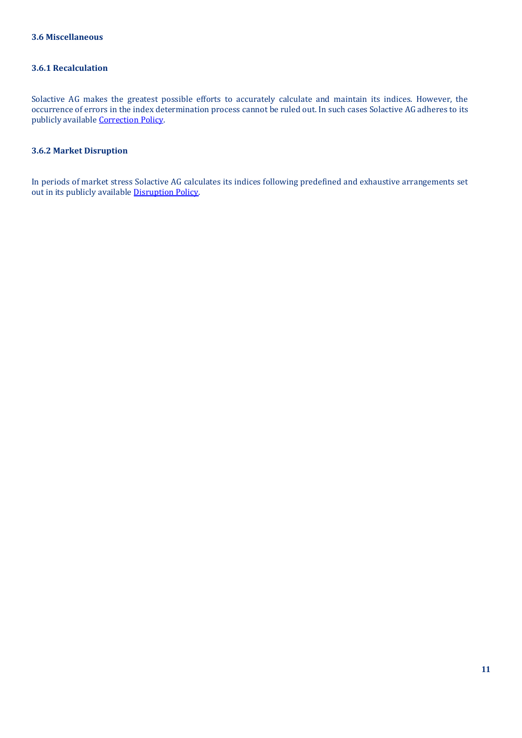### 3.6 Miscellaneous

#### 3.6.1 Recalculation

Solactive AG makes the greatest possible efforts to accurately calculate and maintain its indices. However, the occurrence of errors in the index determination process cannot be ruled out. In such cases Solactive AG adheres to its publicly available Correction Policy.

#### 3.6.2 Market Disruption

In periods of market stress Solactive AG calculates its indices following predefined and exhaustive arrangements set out in its publicly available Disruption Policy.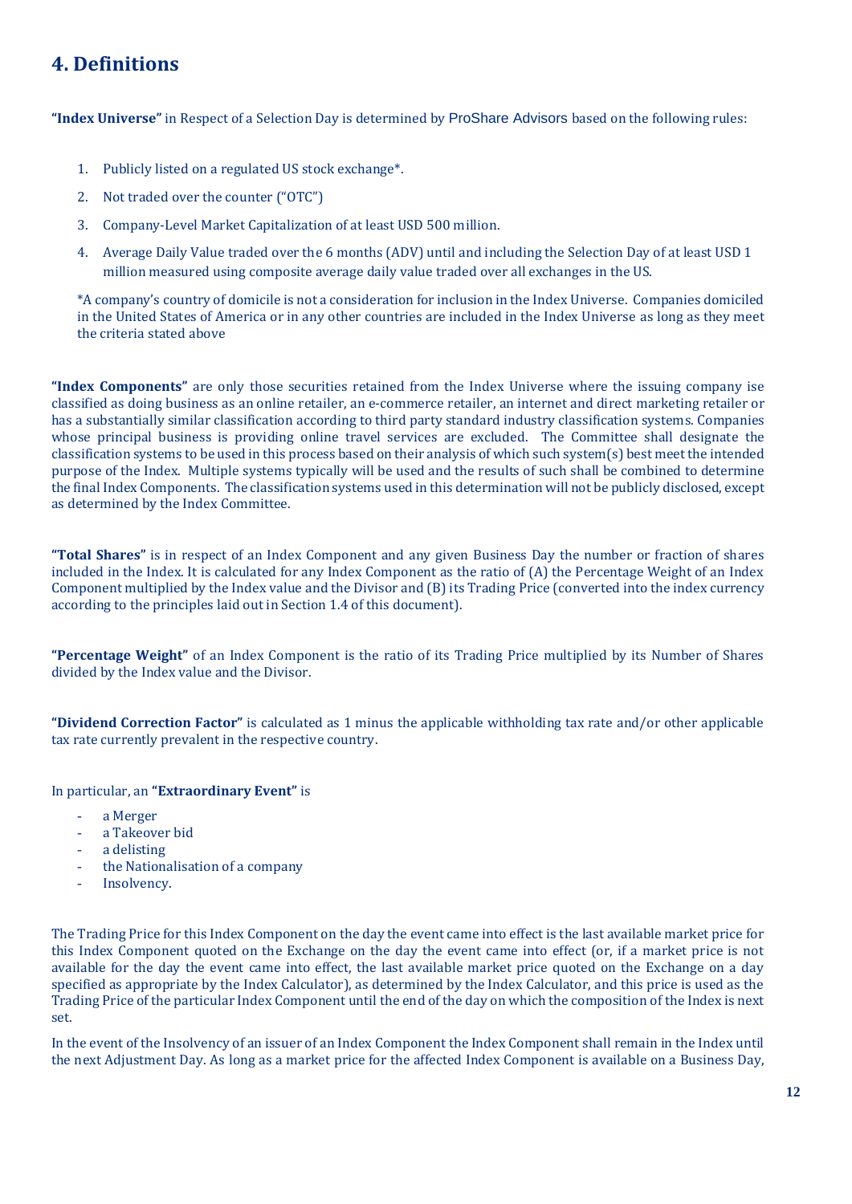# 4. Definitions

**"Index Universe"** in Respect of a Selection Day is determined by ProShare Advisors based on the following rules:

1. Publicly listed on a regulated US stock exchange*.
2. Not traded over the counter ("OTC")
3. Company-Level Market Capitalization of at least USD 500 million.
4. Average Daily Value traded over the 6 months (ADV) until and including the Selection Day of at least USD 1 million measured using composite average daily value traded over all exchanges in the US.

*A company's country of domicile is not a consideration for inclusion in the Index Universe. Companies domiciled in the United States of America or in any other countries are included in the Index Universe as long as they meet the criteria stated above

**"Index Components"** are only those securities retained from the Index Universe where the issuing company ise classified as doing business as an online retailer, an e-commerce retailer, an internet and direct marketing retailer or has a substantially similar classification according to third party standard industry classification systems. Companies whose principal business is providing online travel services are excluded. The Committee shall designate the classification systems to be used in this process based on their analysis of which such system(s) best meet the intended purpose of the Index. Multiple systems typically will be used and the results of such shall be combined to determine the final Index Components. The classification systems used in this determination will not be publicly disclosed, except as determined by the Index Committee.

**"Total Shares"** is in respect of an Index Component and any given Business Day the number or fraction of shares included in the Index. It is calculated for any Index Component as the ratio of (A) the Percentage Weight of an Index Component multiplied by the Index value and the Divisor and (B) its Trading Price (converted into the index currency according to the principles laid out in Section 1.4 of this document).

**"Percentage Weight"** of an Index Component is the ratio of its Trading Price multiplied by its Number of Shares divided by the Index value and the Divisor.

**"Dividend Correction Factor"** is calculated as 1 minus the applicable withholding tax rate and/or other applicable tax rate currently prevalent in the respective country.

In particular, an **"Extraordinary Event"** is

- a Merger
- a Takeover bid
- a delisting
- the Nationalisation of a company
- Insolvency.

The Trading Price for this Index Component on the day the event came into effect is the last available market price for this Index Component quoted on the Exchange on the day the event came into effect (or, if a market price is not available for the day the event came into effect, the last available market price quoted on the Exchange on a day specified as appropriate by the Index Calculator), as determined by the Index Calculator, and this price is used as the Trading Price of the particular Index Component until the end of the day on which the composition of the Index is next set.

In the event of the Insolvency of an issuer of an Index Component the Index Component shall remain in the Index until the next Adjustment Day. As long as a market price for the affected Index Component is available on a Business Day,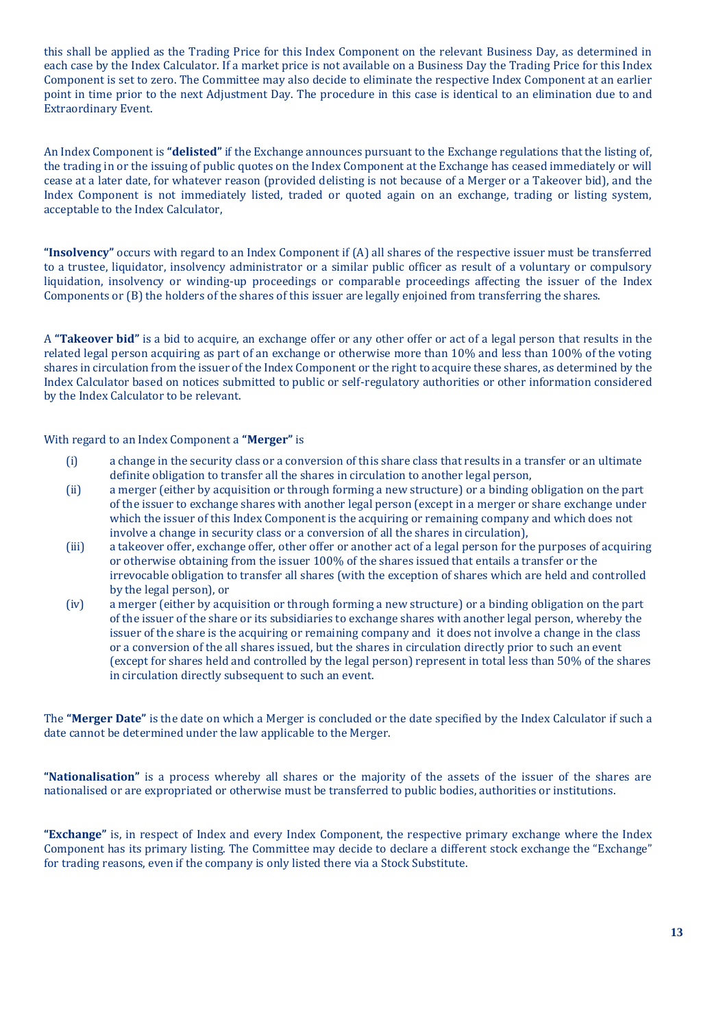this shall be applied as the Trading Price for this Index Component on the relevant Business Day, as determined in each case by the Index Calculator. If a market price is not available on a Business Day the Trading Price for this Index Component is set to zero. The Committee may also decide to eliminate the respective Index Component at an earlier point in time prior to the next Adjustment Day. The procedure in this case is identical to an elimination due to and Extraordinary Event.

An Index Component is **"delisted"** if the Exchange announces pursuant to the Exchange regulations that the listing of, the trading in or the issuing of public quotes on the Index Component at the Exchange has ceased immediately or will cease at a later date, for whatever reason (provided delisting is not because of a Merger or a Takeover bid), and the Index Component is not immediately listed, traded or quoted again on an exchange, trading or listing system, acceptable to the Index Calculator,

**"Insolvency"** occurs with regard to an Index Component if (A) all shares of the respective issuer must be transferred to a trustee, liquidator, insolvency administrator or a similar public officer as result of a voluntary or compulsory liquidation, insolvency or winding-up proceedings or comparable proceedings affecting the issuer of the Index Components or (B) the holders of the shares of this issuer are legally enjoined from transferring the shares.

A **"Takeover bid"** is a bid to acquire, an exchange offer or any other offer or act of a legal person that results in the related legal person acquiring as part of an exchange or otherwise more than 10% and less than 100% of the voting shares in circulation from the issuer of the Index Component or the right to acquire these shares, as determined by the Index Calculator based on notices submitted to public or self-regulatory authorities or other information considered by the Index Calculator to be relevant.

With regard to an Index Component a **"Merger"** is

(i) a change in the security class or a conversion of this share class that results in a transfer or an ultimate definite obligation to transfer all the shares in circulation to another legal person,

(ii) a merger (either by acquisition or through forming a new structure) or a binding obligation on the part of the issuer to exchange shares with another legal person (except in a merger or share exchange under which the issuer of this Index Component is the acquiring or remaining company and which does not involve a change in security class or a conversion of all the shares in circulation),

(iii) a takeover offer, exchange offer, other offer or another act of a legal person for the purposes of acquiring or otherwise obtaining from the issuer 100% of the shares issued that entails a transfer or the irrevocable obligation to transfer all shares (with the exception of shares which are held and controlled by the legal person), or

(iv) a merger (either by acquisition or through forming a new structure) or a binding obligation on the part of the issuer of the share or its subsidiaries to exchange shares with another legal person, whereby the issuer of the share is the acquiring or remaining company and it does not involve a change in the class or a conversion of the all shares issued, but the shares in circulation directly prior to such an event (except for shares held and controlled by the legal person) represent in total less than 50% of the shares in circulation directly subsequent to such an event.

The **"Merger Date"** is the date on which a Merger is concluded or the date specified by the Index Calculator if such a date cannot be determined under the law applicable to the Merger.

**"Nationalisation"** is a process whereby all shares or the majority of the assets of the issuer of the shares are nationalised or are expropriated or otherwise must be transferred to public bodies, authorities or institutions.

**"Exchange"** is, in respect of Index and every Index Component, the respective primary exchange where the Index Component has its primary listing. The Committee may decide to declare a different stock exchange the "Exchange" for trading reasons, even if the company is only listed there via a Stock Substitute.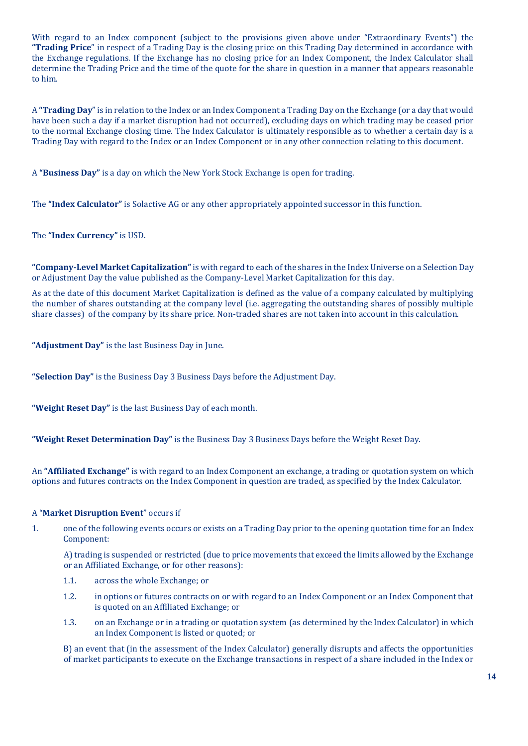With regard to an Index component (subject to the provisions given above under "Extraordinary Events") the **"Trading Price"** in respect of a Trading Day is the closing price on this Trading Day determined in accordance with the Exchange regulations. If the Exchange has no closing price for an Index Component, the Index Calculator shall determine the Trading Price and the time of the quote for the share in question in a manner that appears reasonable to him.

A **"Trading Day"** is in relation to the Index or an Index Component a Trading Day on the Exchange (or a day that would have been such a day if a market disruption had not occurred), excluding days on which trading may be ceased prior to the normal Exchange closing time. The Index Calculator is ultimately responsible as to whether a certain day is a Trading Day with regard to the Index or an Index Component or in any other connection relating to this document.

A **"Business Day"** is a day on which the New York Stock Exchange is open for trading.

The **"Index Calculator"** is Solactive AG or any other appropriately appointed successor in this function.

The **"Index Currency"** is USD.

**"Company-Level Market Capitalization"** is with regard to each of the shares in the Index Universe on a Selection Day or Adjustment Day the value published as the Company-Level Market Capitalization for this day.

As at the date of this document Market Capitalization is defined as the value of a company calculated by multiplying the number of shares outstanding at the company level (i.e. aggregating the outstanding shares of possibly multiple share classes) of the company by its share price. Non-traded shares are not taken into account in this calculation.

**"Adjustment Day"** is the last Business Day in June.

**"Selection Day"** is the Business Day 3 Business Days before the Adjustment Day.

**"Weight Reset Day"** is the last Business Day of each month.

**"Weight Reset Determination Day"** is the Business Day 3 Business Days before the Weight Reset Day.

An **"Affiliated Exchange"** is with regard to an Index Component an exchange, a trading or quotation system on which options and futures contracts on the Index Component in question are traded, as specified by the Index Calculator.

A "**Market Disruption Event**" occurs if

1. one of the following events occurs or exists on a Trading Day prior to the opening quotation time for an Index Component:

   A) trading is suspended or restricted (due to price movements that exceed the limits allowed by the Exchange or an Affiliated Exchange, or for other reasons):

   1.1. across the whole Exchange; or

   1.2. in options or futures contracts on or with regard to an Index Component or an Index Component that is quoted on an Affiliated Exchange; or

   1.3. on an Exchange or in a trading or quotation system (as determined by the Index Calculator) in which an Index Component is listed or quoted; or

   B) an event that (in the assessment of the Index Calculator) generally disrupts and affects the opportunities of market participants to execute on the Exchange transactions in respect of a share included in the Index or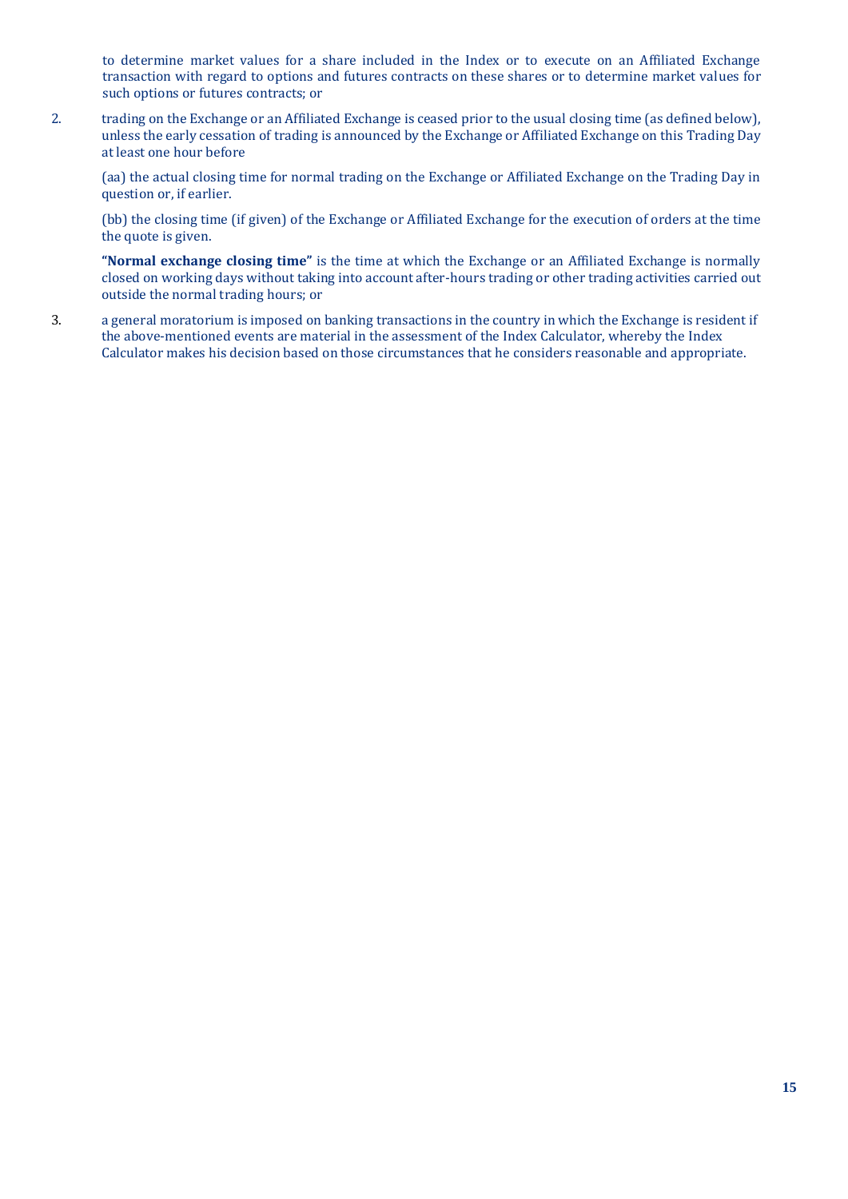to determine market values for a share included in the Index or to execute on an Affiliated Exchange transaction with regard to options and futures contracts on these shares or to determine market values for such options or futures contracts; or

2. trading on the Exchange or an Affiliated Exchange is ceased prior to the usual closing time (as defined below), unless the early cessation of trading is announced by the Exchange or Affiliated Exchange on this Trading Day at least one hour before

   (aa) the actual closing time for normal trading on the Exchange or Affiliated Exchange on the Trading Day in question or, if earlier.

   (bb) the closing time (if given) of the Exchange or Affiliated Exchange for the execution of orders at the time the quote is given.

   **"Normal exchange closing time"** is the time at which the Exchange or an Affiliated Exchange is normally closed on working days without taking into account after-hours trading or other trading activities carried out outside the normal trading hours; or

3. a general moratorium is imposed on banking transactions in the country in which the Exchange is resident if the above-mentioned events are material in the assessment of the Index Calculator, whereby the Index Calculator makes his decision based on those circumstances that he considers reasonable and appropriate.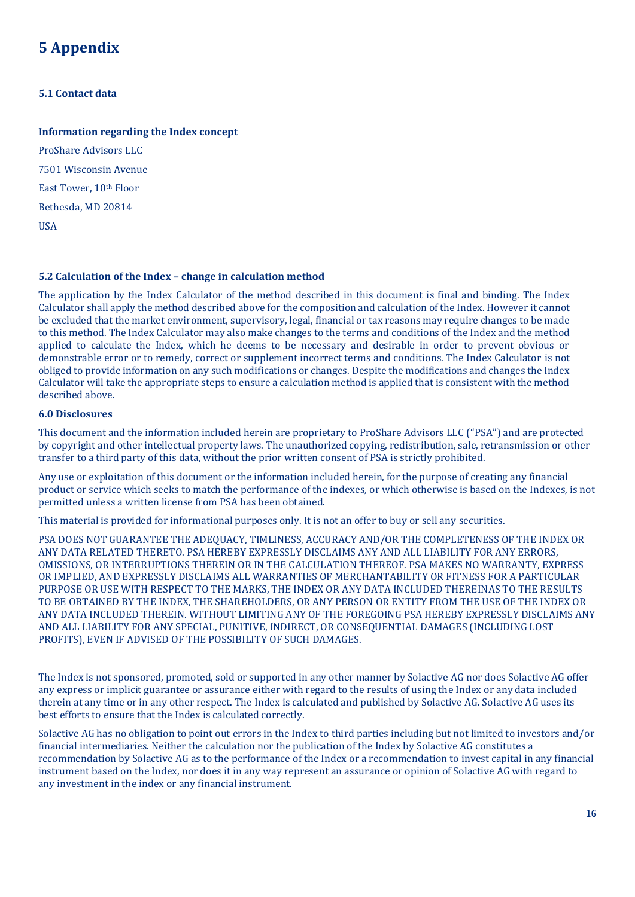# 5 Appendix

### 5.1 Contact data

**Information regarding the Index concept**

ProShare Advisors LLC

7501 Wisconsin Avenue

East Tower, 10th Floor

Bethesda, MD 20814

USA

### 5.2 Calculation of the Index – change in calculation method

The application by the Index Calculator of the method described in this document is final and binding. The Index Calculator shall apply the method described above for the composition and calculation of the Index. However it cannot be excluded that the market environment, supervisory, legal, financial or tax reasons may require changes to be made to this method. The Index Calculator may also make changes to the terms and conditions of the Index and the method applied to calculate the Index, which he deems to be necessary and desirable in order to prevent obvious or demonstrable error or to remedy, correct or supplement incorrect terms and conditions. The Index Calculator is not obliged to provide information on any such modifications or changes. Despite the modifications and changes the Index Calculator will take the appropriate steps to ensure a calculation method is applied that is consistent with the method described above.

### 6.0 Disclosures

This document and the information included herein are proprietary to ProShare Advisors LLC ("PSA") and are protected by copyright and other intellectual property laws. The unauthorized copying, redistribution, sale, retransmission or other transfer to a third party of this data, without the prior written consent of PSA is strictly prohibited.

Any use or exploitation of this document or the information included herein, for the purpose of creating any financial product or service which seeks to match the performance of the indexes, or which otherwise is based on the Indexes, is not permitted unless a written license from PSA has been obtained.

This material is provided for informational purposes only. It is not an offer to buy or sell any securities.

PSA DOES NOT GUARANTEE THE ADEQUACY, TIMLINESS, ACCURACY AND/OR THE COMPLETENESS OF THE INDEX OR ANY DATA RELATED THERETO. PSA HEREBY EXPRESSLY DISCLAIMS ANY AND ALL LIABILITY FOR ANY ERRORS, OMISSIONS, OR INTERRUPTIONS THEREIN OR IN THE CALCULATION THEREOF. PSA MAKES NO WARRANTY, EXPRESS OR IMPLIED, AND EXPRESSLY DISCLAIMS ALL WARRANTIES OF MERCHANTABILITY OR FITNESS FOR A PARTICULAR PURPOSE OR USE WITH RESPECT TO THE MARKS, THE INDEX OR ANY DATA INCLUDED THEREINAS TO THE RESULTS TO BE OBTAINED BY THE INDEX, THE SHAREHOLDERS, OR ANY PERSON OR ENTITY FROM THE USE OF THE INDEX OR ANY DATA INCLUDED THEREIN. WITHOUT LIMITING ANY OF THE FOREGOING PSA HEREBY EXPRESSLY DISCLAIMS ANY AND ALL LIABILITY FOR ANY SPECIAL, PUNITIVE, INDIRECT, OR CONSEQUENTIAL DAMAGES (INCLUDING LOST PROFITS), EVEN IF ADVISED OF THE POSSIBILITY OF SUCH DAMAGES.

The Index is not sponsored, promoted, sold or supported in any other manner by Solactive AG nor does Solactive AG offer any express or implicit guarantee or assurance either with regard to the results of using the Index or any data included therein at any time or in any other respect. The Index is calculated and published by Solactive AG. Solactive AG uses its best efforts to ensure that the Index is calculated correctly.

Solactive AG has no obligation to point out errors in the Index to third parties including but not limited to investors and/or financial intermediaries. Neither the calculation nor the publication of the Index by Solactive AG constitutes a recommendation by Solactive AG as to the performance of the Index or a recommendation to invest capital in any financial instrument based on the Index, nor does it in any way represent an assurance or opinion of Solactive AG with regard to any investment in the index or any financial instrument.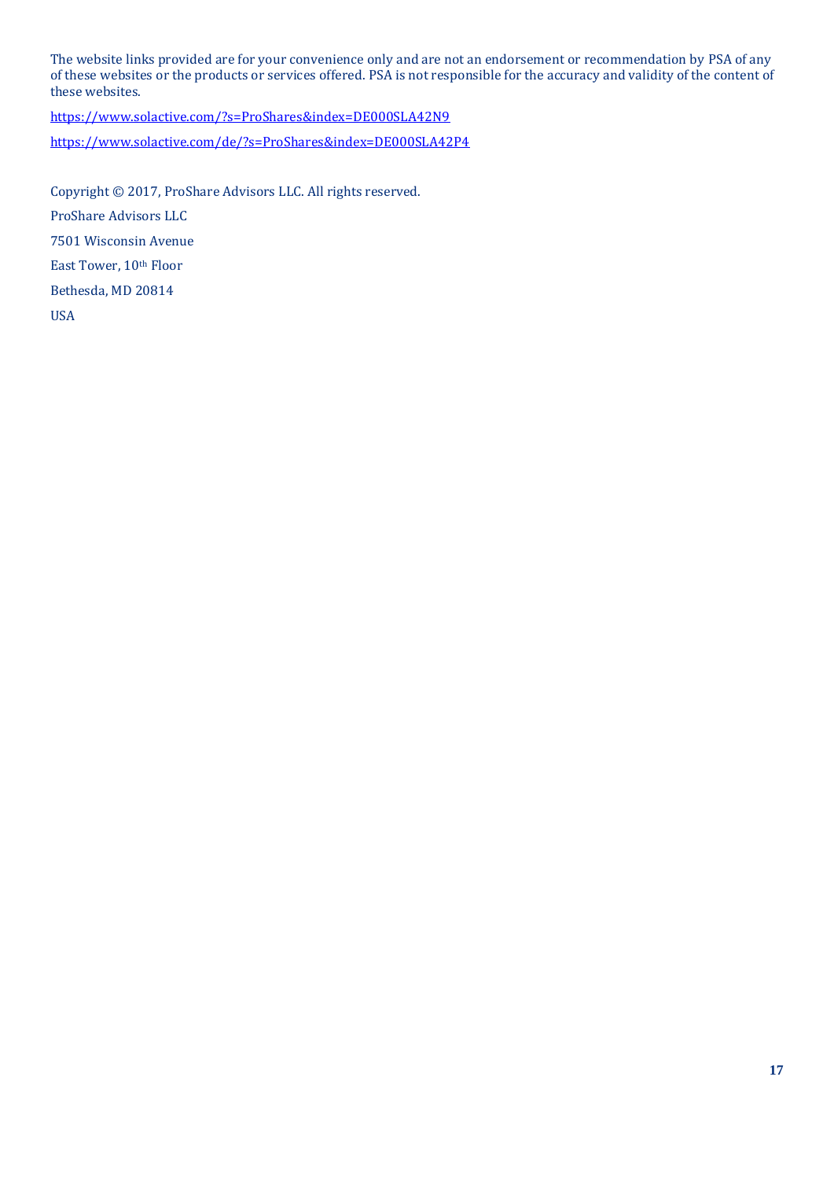The website links provided are for your convenience only and are not an endorsement or recommendation by PSA of any of these websites or the products or services offered. PSA is not responsible for the accuracy and validity of the content of these websites.

https://www.solactive.com/?s=ProShares&index=DE000SLA42N9

https://www.solactive.com/de/?s=ProShares&index=DE000SLA42P4

Copyright © 2017, ProShare Advisors LLC. All rights reserved.

ProShare Advisors LLC

7501 Wisconsin Avenue

East Tower, 10th Floor

Bethesda, MD 20814

USA